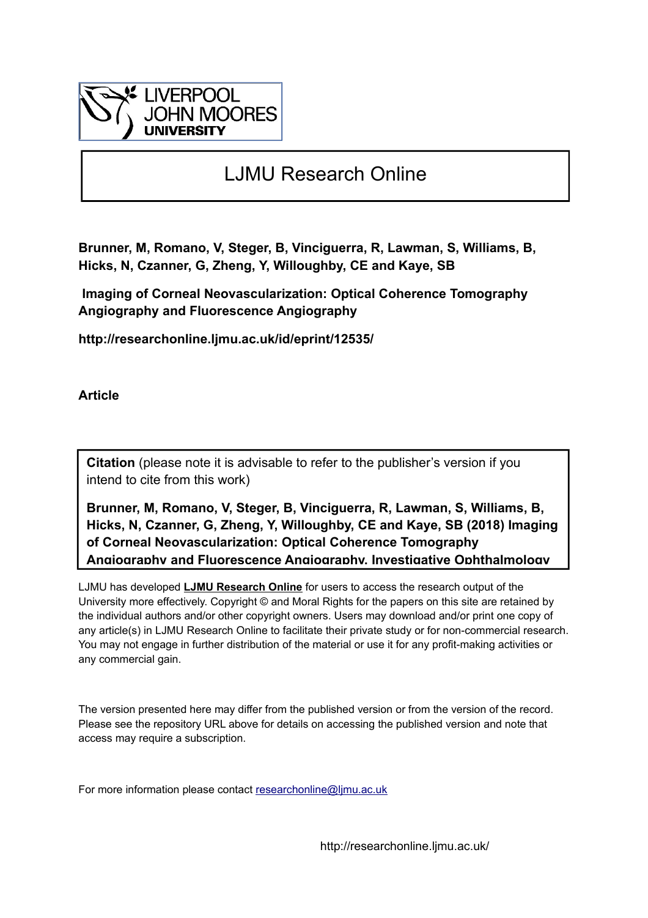LIVERPOOL JOHN MOORES UNIVERSITY

# LJMU Research Online

**Brunner, M, Romano, V, Steger, B, Vinciguerra, R, Lawman, S, Williams, B, Hicks, N, Czanner, G, Zheng, Y, Willoughby, CE and Kaye, SB**

**Imaging of Corneal Neovascularization: Optical Coherence Tomography Angiography and Fluorescence Angiography**

**http://researchonline.ljmu.ac.uk/id/eprint/12535/**

**Article**

**Citation** (please note it is advisable to refer to the publisher's version if you intend to cite from this work)

**Brunner, M, Romano, V, Steger, B, Vinciguerra, R, Lawman, S, Williams, B, Hicks, N, Czanner, G, Zheng, Y, Willoughby, CE and Kaye, SB (2018) Imaging of Corneal Neovascularization: Optical Coherence Tomography Angiography and Fluorescence Angiography. Investigative Ophthalmology**

LJMU has developed **LJMU Research Online** for users to access the research output of the University more effectively. Copyright © and Moral Rights for the papers on this site are retained by the individual authors and/or other copyright owners. Users may download and/or print one copy of any article(s) in LJMU Research Online to facilitate their private study or for non-commercial research. You may not engage in further distribution of the material or use it for any profit-making activities or any commercial gain.

The version presented here may differ from the published version or from the version of the record. Please see the repository URL above for details on accessing the published version and note that access may require a subscription.

For more information please contact researchonline@ljmu.ac.uk

http://researchonline.ljmu.ac.uk/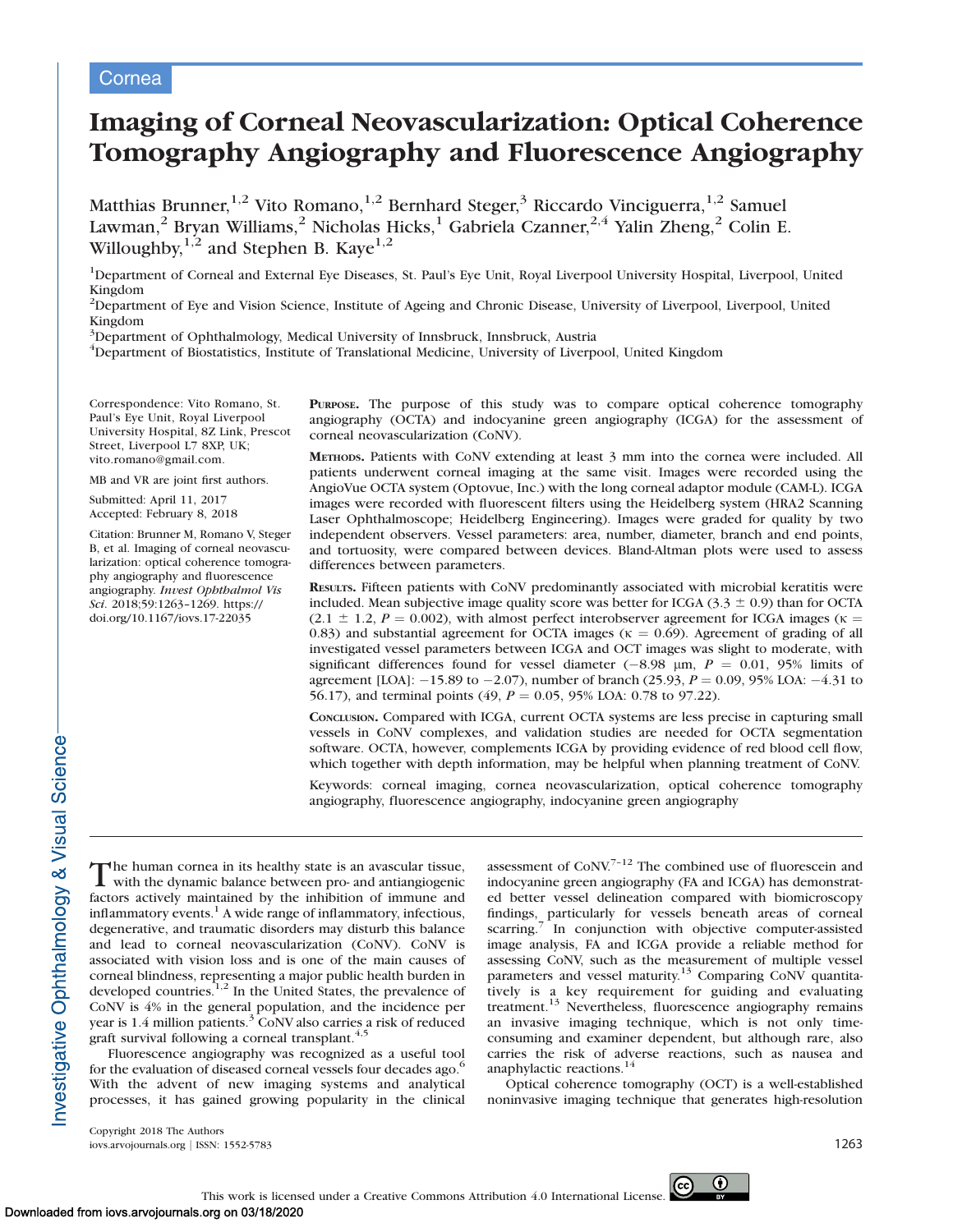# Imaging of Corneal Neovascularization: Optical Coherence Tomography Angiography and Fluorescence Angiography

Matthias Brunner,[1,2] Vito Romano,[1,2] Bernhard Steger,[3] Riccardo Vinciguerra,[1,2] Samuel Lawman,[2] Bryan Williams,[2] Nicholas Hicks,[1] Gabriela Czanner,[2,4] Yalin Zheng,[2] Colin E. Willoughby,[1,2] and Stephen B. Kaye[1,2]

[1]Department of Corneal and External Eye Diseases, St. Paul's Eye Unit, Royal Liverpool University Hospital, Liverpool, United Kingdom

[2]Department of Eye and Vision Science, Institute of Ageing and Chronic Disease, University of Liverpool, Liverpool, United Kingdom

[3]Department of Ophthalmology, Medical University of Innsbruck, Innsbruck, Austria

[4]Department of Biostatistics, Institute of Translational Medicine, University of Liverpool, United Kingdom

Correspondence: Vito Romano, St. Paul's Eye Unit, Royal Liverpool University Hospital, 8Z Link, Prescot Street, Liverpool L7 8XP, UK; vito.romano@gmail.com.

MB and VR are joint first authors.

Submitted: April 11, 2017
Accepted: February 8, 2018

Citation: Brunner M, Romano V, Steger B, et al. Imaging of corneal neovascularization: optical coherence tomography angiography and fluorescence angiography. *Invest Ophthalmol Vis Sci.* 2018;59:1263–1269. https://doi.org/10.1167/iovs.17-22035

**Purpose.** The purpose of this study was to compare optical coherence tomography angiography (OCTA) and indocyanine green angiography (ICGA) for the assessment of corneal neovascularization (CoNV).

**Methods.** Patients with CoNV extending at least 3 mm into the cornea were included. All patients underwent corneal imaging at the same visit. Images were recorded using the AngioVue OCTA system (Optovue, Inc.) with the long corneal adaptor module (CAM-L). ICGA images were recorded with fluorescent filters using the Heidelberg system (HRA2 Scanning Laser Ophthalmoscope; Heidelberg Engineering). Images were graded for quality by two independent observers. Vessel parameters: area, number, diameter, branch and end points, and tortuosity, were compared between devices. Bland-Altman plots were used to assess differences between parameters.

**Results.** Fifteen patients with CoNV predominantly associated with microbial keratitis were included. Mean subjective image quality score was better for ICGA ($3.3 \pm 0.9$) than for OCTA ($2.1 \pm 1.2$, $P = 0.002$), with almost perfect interobserver agreement for ICGA images ($\kappa = 0.83$) and substantial agreement for OCTA images ($\kappa = 0.69$). Agreement of grading of all investigated vessel parameters between ICGA and OCT images was slight to moderate, with significant differences found for vessel diameter ($-8.98$ μm, $P = 0.01$, 95% limits of agreement [LOA]: $-15.89$ to $-2.07$), number of branch (25.93, $P = 0.09$, 95% LOA: $-4.31$ to 56.17), and terminal points (49, $P = 0.05$, 95% LOA: 0.78 to 97.22).

**Conclusion.** Compared with ICGA, current OCTA systems are less precise in capturing small vessels in CoNV complexes, and validation studies are needed for OCTA segmentation software. OCTA, however, complements ICGA by providing evidence of red blood cell flow, which together with depth information, may be helpful when planning treatment of CoNV.

Keywords: corneal imaging, cornea neovascularization, optical coherence tomography angiography, fluorescence angiography, indocyanine green angiography

The human cornea in its healthy state is an avascular tissue, with the dynamic balance between pro- and antiangiogenic factors actively maintained by the inhibition of immune and inflammatory events.[1] A wide range of inflammatory, infectious, degenerative, and traumatic disorders may disturb this balance and lead to corneal neovascularization (CoNV). CoNV is associated with vision loss and is one of the main causes of corneal blindness, representing a major public health burden in developed countries.[1,2] In the United States, the prevalence of CoNV is 4% in the general population, and the incidence per year is 1.4 million patients.[3] CoNV also carries a risk of reduced graft survival following a corneal transplant.[4,5]

Fluorescence angiography was recognized as a useful tool for the evaluation of diseased corneal vessels four decades ago.[6] With the advent of new imaging systems and analytical processes, it has gained growing popularity in the clinical assessment of CoNV.[7–12] The combined use of fluorescein and indocyanine green angiography (FA and ICGA) has demonstrated better vessel delineation compared with biomicroscopy findings, particularly for vessels beneath areas of corneal scarring.[7] In conjunction with objective computer-assisted image analysis, FA and ICGA provide a reliable method for assessing CoNV, such as the measurement of multiple vessel parameters and vessel maturity.[13] Comparing CoNV quantitatively is a key requirement for guiding and evaluating treatment.[13] Nevertheless, fluorescence angiography remains an invasive imaging technique, which is not only time-consuming and examiner dependent, but although rare, also carries the risk of adverse reactions, such as nausea and anaphylactic reactions.[14]

Optical coherence tomography (OCT) is a well-established noninvasive imaging technique that generates high-resolution

Copyright 2018 The Authors

This work is licensed under a Creative Commons Attribution 4.0 International License.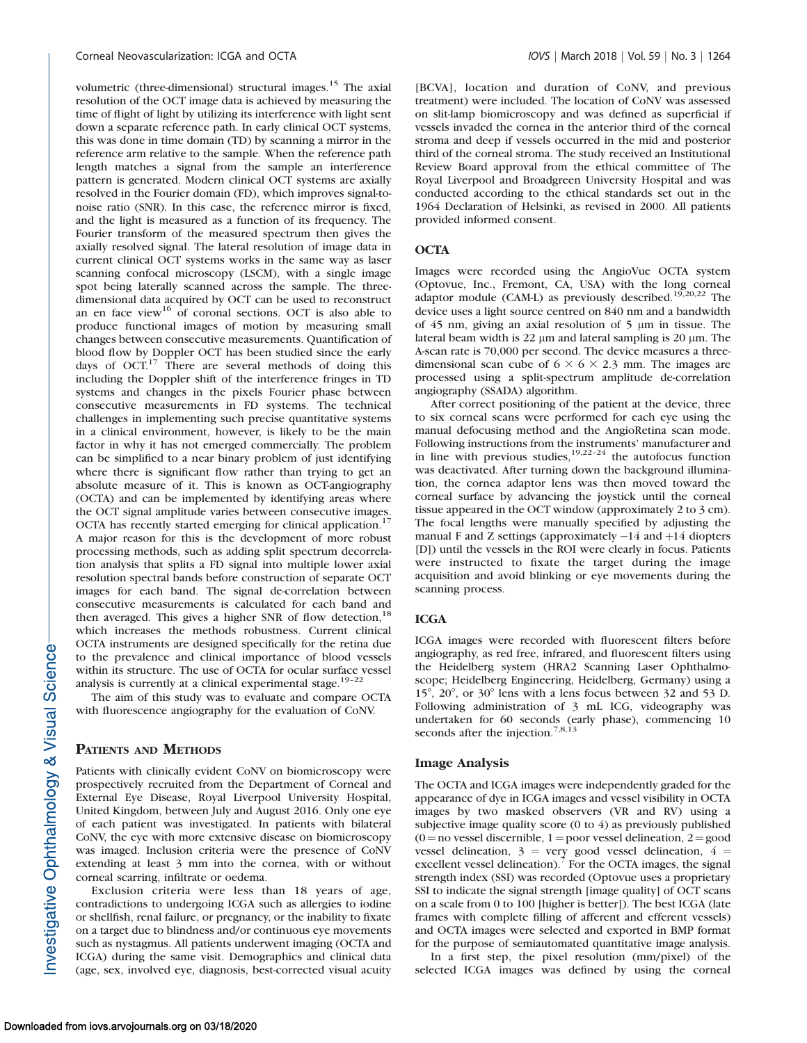volumetric (three-dimensional) structural images.[15] The axial resolution of the OCT image data is achieved by measuring the time of flight of light by utilizing its interference with light sent down a separate reference path. In early clinical OCT systems, this was done in time domain (TD) by scanning a mirror in the reference arm relative to the sample. When the reference path length matches a signal from the sample an interference pattern is generated. Modern clinical OCT systems are axially resolved in the Fourier domain (FD), which improves signal-to-noise ratio (SNR). In this case, the reference mirror is fixed, and the light is measured as a function of its frequency. The Fourier transform of the measured spectrum then gives the axially resolved signal. The lateral resolution of image data in current clinical OCT systems works in the same way as laser scanning confocal microscopy (LSCM), with a single image spot being laterally scanned across the sample. The three-dimensional data acquired by OCT can be used to reconstruct an en face view[16] of coronal sections. OCT is also able to produce functional images of motion by measuring small changes between consecutive measurements. Quantification of blood flow by Doppler OCT has been studied since the early days of OCT.[17] There are several methods of doing this including the Doppler shift of the interference fringes in TD systems and changes in the pixels Fourier phase between consecutive measurements in FD systems. The technical challenges in implementing such precise quantitative systems in a clinical environment, however, is likely to be the main factor in why it has not emerged commercially. The problem can be simplified to a near binary problem of just identifying where there is significant flow rather than trying to get an absolute measure of it. This is known as OCT-angiography (OCTA) and can be implemented by identifying areas where the OCT signal amplitude varies between consecutive images. OCTA has recently started emerging for clinical application.[17] A major reason for this is the development of more robust processing methods, such as adding split spectrum decorrelation analysis that splits a FD signal into multiple lower axial resolution spectral bands before construction of separate OCT images for each band. The signal de-correlation between consecutive measurements is calculated for each band and then averaged. This gives a higher SNR of flow detection,[18] which increases the methods robustness. Current clinical OCTA instruments are designed specifically for the retina due to the prevalence and clinical importance of blood vessels within its structure. The use of OCTA for ocular surface vessel analysis is currently at a clinical experimental stage.[19–22]

The aim of this study was to evaluate and compare OCTA with fluorescence angiography for the evaluation of CoNV.

## Patients and Methods

Patients with clinically evident CoNV on biomicroscopy were prospectively recruited from the Department of Corneal and External Eye Disease, Royal Liverpool University Hospital, United Kingdom, between July and August 2016. Only one eye of each patient was investigated. In patients with bilateral CoNV, the eye with more extensive disease on biomicroscopy was imaged. Inclusion criteria were the presence of CoNV extending at least 3 mm into the cornea, with or without corneal scarring, infiltrate or oedema.

Exclusion criteria were less than 18 years of age, contradictions to undergoing ICGA such as allergies to iodine or shellfish, renal failure, or pregnancy, or the inability to fixate on a target due to blindness and/or continuous eye movements such as nystagmus. All patients underwent imaging (OCTA and ICGA) during the same visit. Demographics and clinical data (age, sex, involved eye, diagnosis, best-corrected visual acuity [BCVA], location and duration of CoNV, and previous treatment) were included. The location of CoNV was assessed on slit-lamp biomicroscopy and was defined as superficial if vessels invaded the cornea in the anterior third of the corneal stroma and deep if vessels occurred in the mid and posterior third of the corneal stroma. The study received an Institutional Review Board approval from the ethical committee of The Royal Liverpool and Broadgreen University Hospital and was conducted according to the ethical standards set out in the 1964 Declaration of Helsinki, as revised in 2000. All patients provided informed consent.

### OCTA

Images were recorded using the AngioVue OCTA system (Optovue, Inc., Fremont, CA, USA) with the long corneal adaptor module (CAM-L) as previously described.[19,20,22] The device uses a light source centred on 840 nm and a bandwidth of 45 nm, giving an axial resolution of 5 μm in tissue. The lateral beam width is 22 μm and lateral sampling is 20 μm. The A-scan rate is 70,000 per second. The device measures a three-dimensional scan cube of 6 × 6 × 2.3 mm. The images are processed using a split-spectrum amplitude de-correlation angiography (SSADA) algorithm.

After correct positioning of the patient at the device, three to six corneal scans were performed for each eye using the manual defocusing method and the AngioRetina scan mode. Following instructions from the instruments' manufacturer and in line with previous studies,[19,22–24] the autofocus function was deactivated. After turning down the background illumination, the cornea adaptor lens was then moved toward the corneal surface by advancing the joystick until the corneal tissue appeared in the OCT window (approximately 2 to 3 cm). The focal lengths were manually specified by adjusting the manual F and Z settings (approximately −14 and +14 diopters [D]) until the vessels in the ROI were clearly in focus. Patients were instructed to fixate the target during the image acquisition and avoid blinking or eye movements during the scanning process.

### ICGA

ICGA images were recorded with fluorescent filters before angiography, as red free, infrared, and fluorescent filters using the Heidelberg system (HRA2 Scanning Laser Ophthalmoscope; Heidelberg Engineering, Heidelberg, Germany) using a 15°, 20°, or 30° lens with a lens focus between 32 and 53 D. Following administration of 3 mL ICG, videography was undertaken for 60 seconds (early phase), commencing 10 seconds after the injection.[7,8,13]

### Image Analysis

The OCTA and ICGA images were independently graded for the appearance of dye in ICGA images and vessel visibility in OCTA images by two masked observers (VR and RV) using a subjective image quality score (0 to 4) as previously published (0 = no vessel discernible, 1 = poor vessel delineation, 2 = good vessel delineation, 3 = very good vessel delineation, 4 = excellent vessel delineation).[7] For the OCTA images, the signal strength index (SSI) was recorded (Optovue uses a proprietary SSI to indicate the signal strength [image quality] of OCT scans on a scale from 0 to 100 [higher is better]). The best ICGA (late frames with complete filling of afferent and efferent vessels) and OCTA images were selected and exported in BMP format for the purpose of semiautomated quantitative image analysis.

In a first step, the pixel resolution (mm/pixel) of the selected ICGA images was defined by using the corneal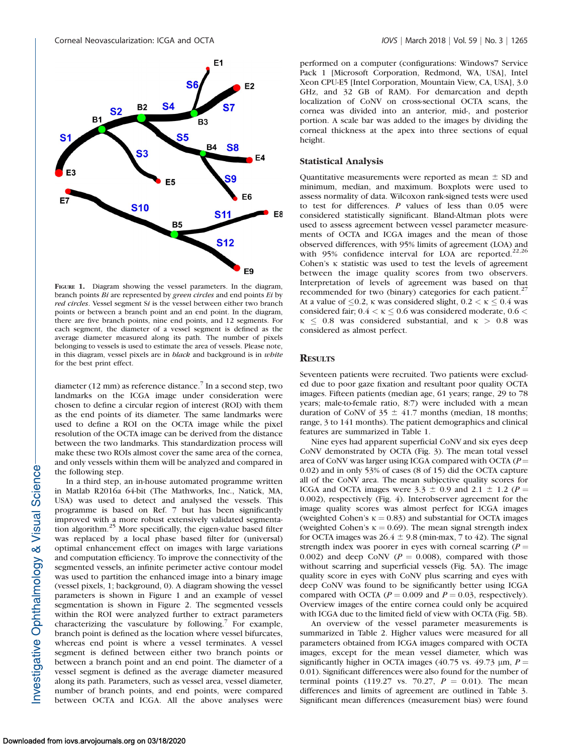FIGURE 1. Diagram showing the vessel parameters. In the diagram, branch points *Bi* are represented by *green circles* and end points *Ei* by *red circles*. Vessel segment *Si* is the vessel between either two branch points or between a branch point and an end point. In the diagram, there are five branch points, nine end points, and 12 segments. For each segment, the diameter of a vessel segment is defined as the average diameter measured along its path. The number of pixels belonging to vessels is used to estimate the area of vessels. Please note, in this diagram, vessel pixels are in *black* and background is in *white* for the best print effect.

diameter (12 mm) as reference distance.[7] In a second step, two landmarks on the ICGA image under consideration were chosen to define a circular region of interest (ROI) with them as the end points of its diameter. The same landmarks were used to define a ROI on the OCTA image while the pixel resolution of the OCTA image can be derived from the distance between the two landmarks. This standardization process will make these two ROIs almost cover the same area of the cornea, and only vessels within them will be analyzed and compared in the following step.

In a third step, an in-house automated programme written in Matlab R2016a 64-bit (The Mathworks, Inc., Natick, MA, USA) was used to detect and analysed the vessels. This programme is based on Ref. 7 but has been significantly improved with a more robust extensively validated segmentation algorithm.[25] More specifically, the eigen-value based filter was replaced by a local phase based filter for (universal) optimal enhancement effect on images with large variations and computation efficiency. To improve the connectivity of the segmented vessels, an infinite perimeter active contour model was used to partition the enhanced image into a binary image (vessel pixels, 1; background, 0). A diagram showing the vessel parameters is shown in Figure 1 and an example of vessel segmentation is shown in Figure 2. The segmented vessels within the ROI were analyzed further to extract parameters characterizing the vasculature by following.[7] For example, branch point is defined as the location where vessel bifurcates, whereas end point is where a vessel terminates. A vessel segment is defined between either two branch points or between a branch point and an end point. The diameter of a vessel segment is defined as the average diameter measured along its path. Parameters, such as vessel area, vessel diameter, number of branch points, and end points, were compared between OCTA and ICGA. All the above analyses were performed on a computer (configurations: Windows7 Service Pack 1 [Microsoft Corporation, Redmond, WA, USA], Intel Xeon CPU-E5 [Intel Corporation, Mountain View, CA, USA], 3.0 GHz, and 32 GB of RAM). For demarcation and depth localization of CoNV on cross-sectional OCTA scans, the cornea was divided into an anterior, mid-, and posterior portion. A scale bar was added to the images by dividing the corneal thickness at the apex into three sections of equal height.

### Statistical Analysis

Quantitative measurements were reported as mean ± SD and minimum, median, and maximum. Boxplots were used to assess normality of data. Wilcoxon rank-signed tests were used to test for differences. $P$ values of less than 0.05 were considered statistically significant. Bland-Altman plots were used to assess agreement between vessel parameter measurements of OCTA and ICGA images and the mean of those observed differences, with 95% limits of agreement (LOA) and with 95% confidence interval for LOA are reported.[22,26] Cohen's $\kappa$ statistic was used to test the levels of agreement between the image quality scores from two observers. Interpretation of levels of agreement was based on that recommended for two (binary) categories for each patient.[27] At a value of $\leq 0.2$, $\kappa$ was considered slight, $0.2 < \kappa \leq 0.4$ was considered fair; $0.4 < \kappa \leq 0.6$ was considered moderate, $0.6 < \kappa \leq 0.8$ was considered substantial, and $\kappa > 0.8$ was considered as almost perfect.

## RESULTS

Seventeen patients were recruited. Two patients were excluded due to poor gaze fixation and resultant poor quality OCTA images. Fifteen patients (median age, 61 years; range, 29 to 78 years; male-to-female ratio, 8:7) were included with a mean duration of CoNV of 35 ± 41.7 months (median, 18 months; range, 3 to 141 months). The patient demographics and clinical features are summarized in Table 1.

Nine eyes had apparent superficial CoNV and six eyes deep CoNV demonstrated by OCTA (Fig. 3). The mean total vessel area of CoNV was larger using ICGA compared with OCTA ($P$ = 0.02) and in only 53% of cases (8 of 15) did the OCTA capture all of the CoNV area. The mean subjective quality scores for ICGA and OCTA images were 3.3 ± 0.9 and 2.1 ± 1.2 ($P$ = 0.002), respectively (Fig. 4). Interobserver agreement for the image quality scores was almost perfect for ICGA images (weighted Cohen's $\kappa$ = 0.83) and substantial for OCTA images (weighted Cohen's $\kappa$ = 0.69). The mean signal strength index for OCTA images was 26.4 ± 9.8 (min-max, 7 to 42). The signal strength index was poorer in eyes with corneal scarring ($P$ = 0.002) and deep CoNV ($P$ = 0.008), compared with those without scarring and superficial vessels (Fig. 5A). The image quality score in eyes with CoNV plus scarring and eyes with deep CoNV was found to be significantly better using ICGA compared with OCTA ($P$ = 0.009 and $P$ = 0.03, respectively). Overview images of the entire cornea could only be acquired with ICGA due to the limited field of view with OCTA (Fig. 5B).

An overview of the vessel parameter measurements is summarized in Table 2. Higher values were measured for all parameters obtained from ICGA images compared with OCTA images, except for the mean vessel diameter, which was significantly higher in OCTA images (40.75 vs. 49.73 µm, $P$ = 0.01). Significant differences were also found for the number of terminal points (119.27 vs. 70.27, $P$ = 0.01). The mean differences and limits of agreement are outlined in Table 3. Significant mean differences (measurement bias) were found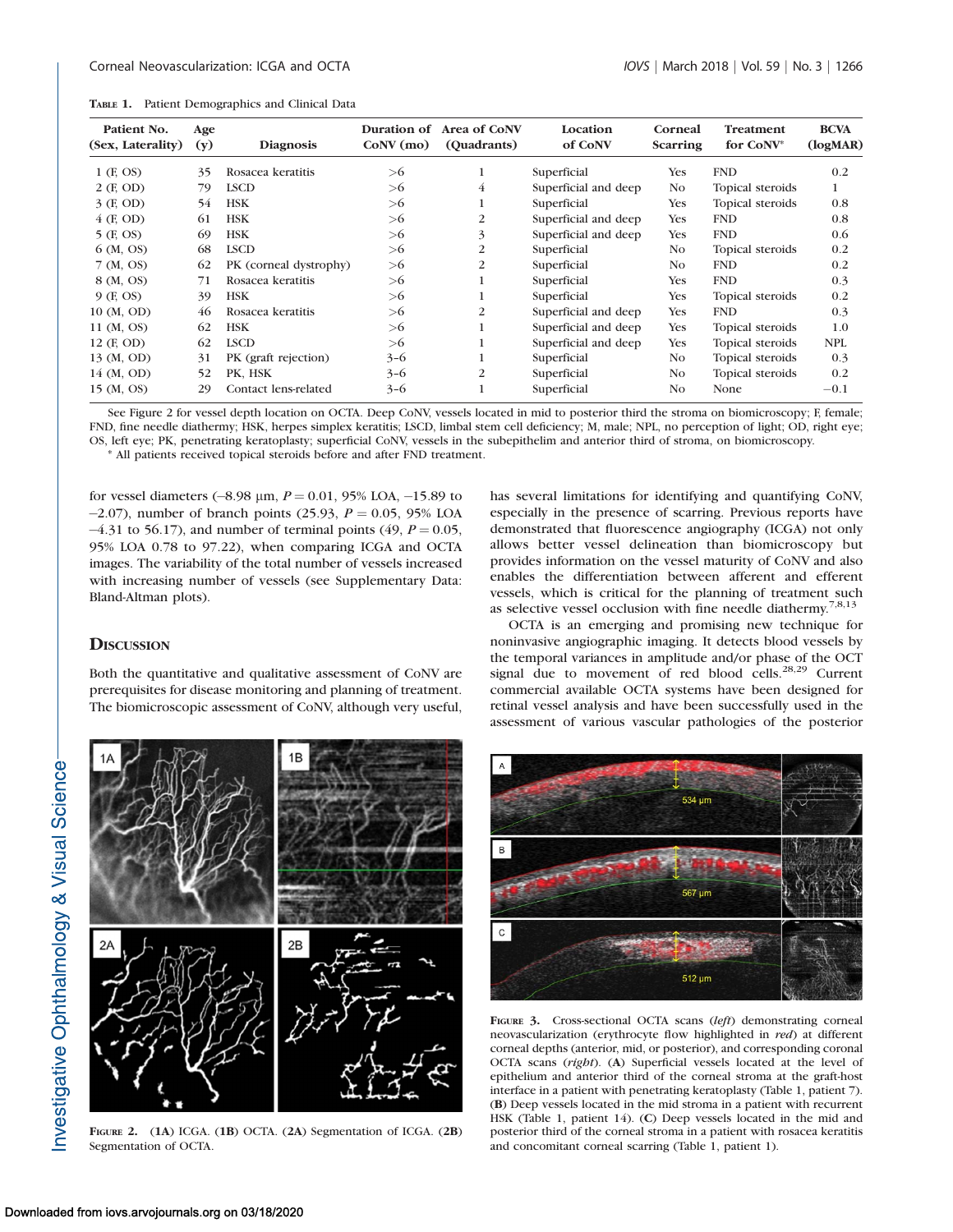**Table 1.** Patient Demographics and Clinical Data

| Patient No. (Sex, Laterality) | Age (y) | Diagnosis | Duration of CoNV (mo) | Area of CoNV (Quadrants) | Location of CoNV | Corneal Scarring | Treatment for CoNV* | BCVA (logMAR) |
|---|---|---|---|---|---|---|---|---|
| 1 (F, OS) | 35 | Rosacea keratitis | >6 | 1 | Superficial | Yes | FND | 0.2 |
| 2 (F, OD) | 79 | LSCD | >6 | 4 | Superficial and deep | No | Topical steroids | 1 |
| 3 (F, OD) | 54 | HSK | >6 | 1 | Superficial | Yes | Topical steroids | 0.8 |
| 4 (F, OD) | 61 | HSK | >6 | 2 | Superficial and deep | Yes | FND | 0.8 |
| 5 (F, OS) | 69 | HSK | >6 | 3 | Superficial and deep | Yes | FND | 0.6 |
| 6 (M, OS) | 68 | LSCD | >6 | 2 | Superficial | No | Topical steroids | 0.2 |
| 7 (M, OS) | 62 | PK (corneal dystrophy) | >6 | 2 | Superficial | No | FND | 0.2 |
| 8 (M, OS) | 71 | Rosacea keratitis | >6 | 1 | Superficial | Yes | FND | 0.3 |
| 9 (F, OS) | 39 | HSK | >6 | 1 | Superficial | Yes | Topical steroids | 0.2 |
| 10 (M, OD) | 46 | Rosacea keratitis | >6 | 2 | Superficial and deep | Yes | FND | 0.3 |
| 11 (M, OS) | 62 | HSK | >6 | 1 | Superficial and deep | Yes | Topical steroids | 1.0 |
| 12 (F, OD) | 62 | LSCD | >6 | 1 | Superficial and deep | Yes | Topical steroids | NPL |
| 13 (M, OD) | 31 | PK (graft rejection) | 3–6 | 1 | Superficial | No | Topical steroids | 0.3 |
| 14 (M, OD) | 52 | PK, HSK | 3–6 | 2 | Superficial | No | Topical steroids | 0.2 |
| 15 (M, OS) | 29 | Contact lens-related | 3–6 | 1 | Superficial | No | None | −0.1 |

See Figure 2 for vessel depth location on OCTA. Deep CoNV, vessels located in mid to posterior third the stroma on biomicroscopy; F, female; FND, fine needle diathermy; HSK, herpes simplex keratitis; LSCD, limbal stem cell deficiency; M, male; NPL, no perception of light; OD, right eye; OS, left eye; PK, penetrating keratoplasty; superficial CoNV, vessels in the subepithelim and anterior third of stroma, on biomicroscopy.

\* All patients received topical steroids before and after FND treatment.

for vessel diameters (−8.98 μm, $P = 0.01$, 95% LOA, −15.89 to −2.07), number of branch points (25.93, $P = 0.05$, 95% LOA −4.31 to 56.17), and number of terminal points (49, $P = 0.05$, 95% LOA 0.78 to 97.22), when comparing ICGA and OCTA images. The variability of the total number of vessels increased with increasing number of vessels (see Supplementary Data: Bland-Altman plots).

## Discussion

Both the quantitative and qualitative assessment of CoNV are prerequisites for disease monitoring and planning of treatment. The biomicroscopic assessment of CoNV, although very useful, has several limitations for identifying and quantifying CoNV, especially in the presence of scarring. Previous reports have demonstrated that fluorescence angiography (ICGA) not only allows better vessel delineation than biomicroscopy but provides information on the vessel maturity of CoNV and also enables the differentiation between afferent and efferent vessels, which is critical for the planning of treatment such as selective vessel occlusion with fine needle diathermy.[7,8,13]

OCTA is an emerging and promising new technique for noninvasive angiographic imaging. It detects blood vessels by the temporal variances in amplitude and/or phase of the OCT signal due to movement of red blood cells.[28,29] Current commercial available OCTA systems have been designed for retinal vessel analysis and have been successfully used in the assessment of various vascular pathologies of the posterior

**Figure 2.** (**1A**) ICGA. (**1B**) OCTA. (**2A**) Segmentation of ICGA. (**2B**) Segmentation of OCTA.

**Figure 3.** Cross-sectional OCTA scans (*left*) demonstrating corneal neovascularization (erythrocyte flow highlighted in *red*) at different corneal depths (anterior, mid, or posterior), and corresponding coronal OCTA scans (*right*). (**A**) Superficial vessels located at the level of epithelium and anterior third of the corneal stroma at the graft-host interface in a patient with penetrating keratoplasty (Table 1, patient 7). (**B**) Deep vessels located in the mid stroma in a patient with recurrent HSK (Table 1, patient 14). (**C**) Deep vessels located in the mid and posterior third of the corneal stroma in a patient with rosacea keratitis and concomitant corneal scarring (Table 1, patient 1).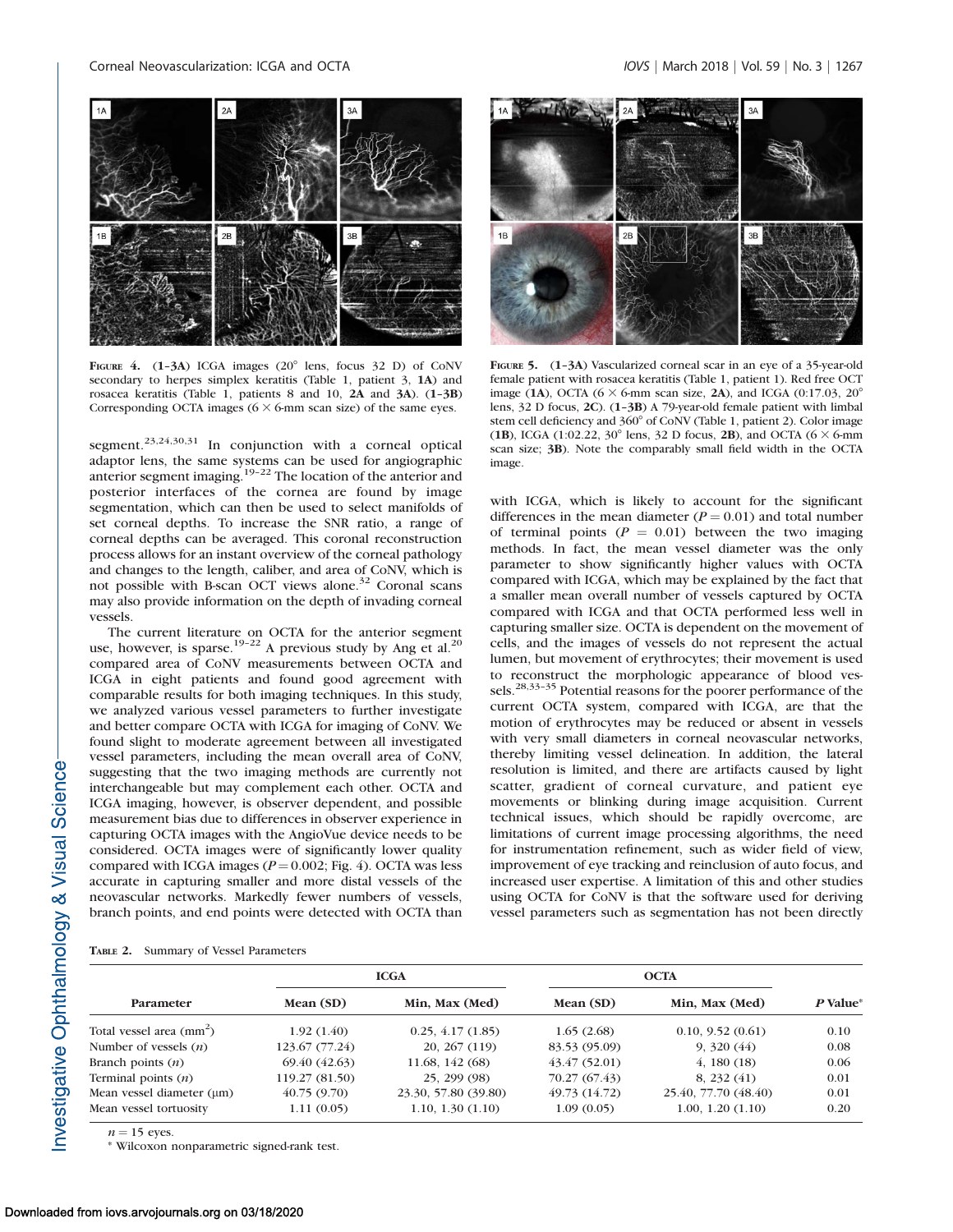FIGURE 4. (1–3A) ICGA images (20° lens, focus 32 D) of CoNV secondary to herpes simplex keratitis (Table 1, patient 3, **1A**) and rosacea keratitis (Table 1, patients 8 and 10, **2A** and **3A**). (**1–3B**) Corresponding OCTA images (6 × 6-mm scan size) of the same eyes.

FIGURE 5. (**1–3A**) Vascularized corneal scar in an eye of a 35-year-old female patient with rosacea keratitis (Table 1, patient 1). Red free OCT image (**1A**), OCTA (6 × 6-mm scan size, **2A**), and ICGA (0:17.03, 20° lens, 32 D focus, **2C**). (**1–3B**) A 79-year-old female patient with limbal stem cell deficiency and 360° of CoNV (Table 1, patient 2). Color image (**1B**), ICGA (1:02.22, 30° lens, 32 D focus, **2B**), and OCTA (6 × 6-mm scan size; **3B**). Note the comparably small field width in the OCTA image.

segment.[23,24,30,31] In conjunction with a corneal optical adaptor lens, the same systems can be used for angiographic anterior segment imaging.[19–22] The location of the anterior and posterior interfaces of the cornea are found by image segmentation, which can then be used to select manifolds of set corneal depths. To increase the SNR ratio, a range of corneal depths can be averaged. This coronal reconstruction process allows for an instant overview of the corneal pathology and changes to the length, caliber, and area of CoNV, which is not possible with B-scan OCT views alone.[32] Coronal scans may also provide information on the depth of invading corneal vessels.

The current literature on OCTA for the anterior segment use, however, is sparse.[19–22] A previous study by Ang et al.[20] compared area of CoNV measurements between OCTA and ICGA in eight patients and found good agreement with comparable results for both imaging techniques. In this study, we analyzed various vessel parameters to further investigate and better compare OCTA with ICGA for imaging of CoNV. We found slight to moderate agreement between all investigated vessel parameters, including the mean overall area of CoNV, suggesting that the two imaging methods are currently not interchangeable but may complement each other. OCTA and ICGA imaging, however, is observer dependent, and possible measurement bias due to differences in observer experience in capturing OCTA images with the AngioVue device needs to be considered. OCTA images were of significantly lower quality compared with ICGA images ($P = 0.002$; Fig. 4). OCTA was less accurate in capturing smaller and more distal vessels of the neovascular networks. Markedly fewer numbers of vessels, branch points, and end points were detected with OCTA than with ICGA, which is likely to account for the significant differences in the mean diameter ($P = 0.01$) and total number of terminal points ($P = 0.01$) between the two imaging methods. In fact, the mean vessel diameter was the only parameter to show significantly higher values with OCTA compared with ICGA, which may be explained by the fact that a smaller mean overall number of vessels captured by OCTA compared with ICGA and that OCTA performed less well in capturing smaller size. OCTA is dependent on the movement of cells, and the images of vessels do not represent the actual lumen, but movement of erythrocytes; their movement is used to reconstruct the morphologic appearance of blood vessels.[28,33–35] Potential reasons for the poorer performance of the current OCTA system, compared with ICGA, are that the motion of erythrocytes may be reduced or absent in vessels with very small diameters in corneal neovascular networks, thereby limiting vessel delineation. In addition, the lateral resolution is limited, and there are artifacts caused by light scatter, gradient of corneal curvature, and patient eye movements or blinking during image acquisition. Current technical issues, which should be rapidly overcome, are limitations of current image processing algorithms, the need for instrumentation refinement, such as wider field of view, improvement of eye tracking and reinclusion of auto focus, and increased user expertise. A limitation of this and other studies using OCTA for CoNV is that the software used for deriving vessel parameters such as segmentation has not been directly

TABLE 2. Summary of Vessel Parameters

| Parameter | ICGA | | OCTA | | P Value* |
|---|---|---|---|---|---|
| | Mean (SD) | Min, Max (Med) | Mean (SD) | Min, Max (Med) | |
| Total vessel area (mm$^2$) | 1.92 (1.40) | 0.25, 4.17 (1.85) | 1.65 (2.68) | 0.10, 9.52 (0.61) | 0.10 |
| Number of vessels ($n$) | 123.67 (77.24) | 20, 267 (119) | 83.53 (95.09) | 9, 320 (44) | 0.08 |
| Branch points ($n$) | 69.40 (42.63) | 11.68, 142 (68) | 43.47 (52.01) | 4, 180 (18) | 0.06 |
| Terminal points ($n$) | 119.27 (81.50) | 25, 299 (98) | 70.27 (67.43) | 8, 232 (41) | 0.01 |
| Mean vessel diameter (μm) | 40.75 (9.70) | 23.30, 57.80 (39.80) | 49.73 (14.72) | 25.40, 77.70 (48.40) | 0.01 |
| Mean vessel tortuosity | 1.11 (0.05) | 1.10, 1.30 (1.10) | 1.09 (0.05) | 1.00, 1.20 (1.10) | 0.20 |

$n = 15$ eyes.

\* Wilcoxon nonparametric signed-rank test.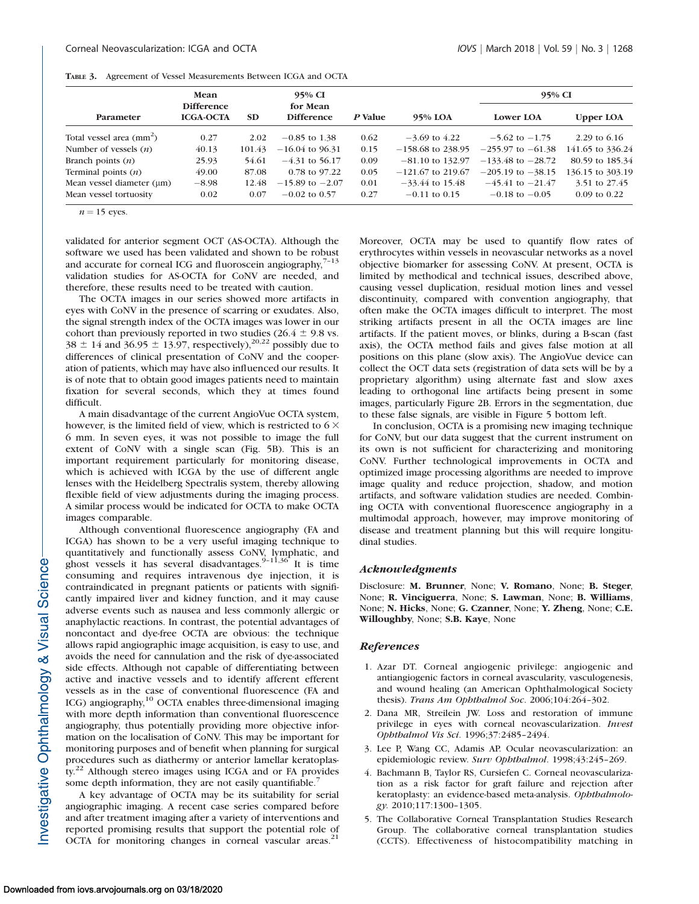TABLE 3. Agreement of Vessel Measurements Between ICGA and OCTA

| Parameter | Mean Difference ICGA-OCTA | SD | 95% CI for Mean Difference | P Value | 95% LOA | 95% CI | |
|---|---|---|---|---|---|---|---|
| | | | | | | Lower LOA | Upper LOA |
| Total vessel area (mm$^2$) | 0.27 | 2.02 | −0.85 to 1.38 | 0.62 | −3.69 to 4.22 | −5.62 to −1.75 | 2.29 to 6.16 |
| Number of vessels ($n$) | 40.13 | 101.43 | −16.04 to 96.31 | 0.15 | −158.68 to 238.95 | −255.97 to −61.38 | 141.65 to 336.24 |
| Branch points ($n$) | 25.93 | 54.61 | −4.31 to 56.17 | 0.09 | −81.10 to 132.97 | −133.48 to −28.72 | 80.59 to 185.34 |
| Terminal points ($n$) | 49.00 | 87.08 | 0.78 to 97.22 | 0.05 | −121.67 to 219.67 | −205.19 to −38.15 | 136.15 to 303.19 |
| Mean vessel diameter (µm) | −8.98 | 12.48 | −15.89 to −2.07 | 0.01 | −33.44 to 15.48 | −45.41 to −21.47 | 3.51 to 27.45 |
| Mean vessel tortuosity | 0.02 | 0.07 | −0.02 to 0.57 | 0.27 | −0.11 to 0.15 | −0.18 to −0.05 | 0.09 to 0.22 |

$n = 15$ eyes.

validated for anterior segment OCT (AS-OCTA). Although the software we used has been validated and shown to be robust and accurate for corneal ICG and fluoroscein angiography,[7–13] validation studies for AS-OCTA for CoNV are needed, and therefore, these results need to be treated with caution.

The OCTA images in our series showed more artifacts in eyes with CoNV in the presence of scarring or exudates. Also, the signal strength index of the OCTA images was lower in our cohort than previously reported in two studies (26.4 ± 9.8 vs. 38 ± 14 and 36.95 ± 13.97, respectively),[20,22] possibly due to differences of clinical presentation of CoNV and the cooperation of patients, which may have also influenced our results. It is of note that to obtain good images patients need to maintain fixation for several seconds, which they at times found difficult.

A main disadvantage of the current AngioVue OCTA system, however, is the limited field of view, which is restricted to 6 × 6 mm. In seven eyes, it was not possible to image the full extent of CoNV with a single scan (Fig. 5B). This is an important requirement particularly for monitoring disease, which is achieved with ICGA by the use of different angle lenses with the Heidelberg Spectralis system, thereby allowing flexible field of view adjustments during the imaging process. A similar process would be indicated for OCTA to make OCTA images comparable.

Although conventional fluorescence angiography (FA and ICGA) has shown to be a very useful imaging technique to quantitatively and functionally assess CoNV, lymphatic, and ghost vessels it has several disadvantages.[9–11,36] It is time consuming and requires intravenous dye injection, it is contraindicated in pregnant patients or patients with significantly impaired liver and kidney function, and it may cause adverse events such as nausea and less commonly allergic or anaphylactic reactions. In contrast, the potential advantages of noncontact and dye-free OCTA are obvious: the technique allows rapid angiographic image acquisition, is easy to use, and avoids the need for cannulation and the risk of dye-associated side effects. Although not capable of differentiating between active and inactive vessels and to identify afferent efferent vessels as in the case of conventional fluorescence (FA and ICG) angiography,[10] OCTA enables three-dimensional imaging with more depth information than conventional fluorescence angiography, thus potentially providing more objective information on the localisation of CoNV. This may be important for monitoring purposes and of benefit when planning for surgical procedures such as diathermy or anterior lamellar keratoplasty.[22] Although stereo images using ICGA and or FA provides some depth information, they are not easily quantifiable.[7]

A key advantage of OCTA may be its suitability for serial angiographic imaging. A recent case series compared before and after treatment imaging after a variety of interventions and reported promising results that support the potential role of OCTA for monitoring changes in corneal vascular areas.[21] Moreover, OCTA may be used to quantify flow rates of erythrocytes within vessels in neovascular networks as a novel objective biomarker for assessing CoNV. At present, OCTA is limited by methodical and technical issues, described above, causing vessel duplication, residual motion lines and vessel discontinuity, compared with convention angiography, that often make the OCTA images difficult to interpret. The most striking artifacts present in all the OCTA images are line artifacts. If the patient moves, or blinks, during a B-scan (fast axis), the OCTA method fails and gives false motion at all positions on this plane (slow axis). The AngioVue device can collect the OCT data sets (registration of data sets will be by a proprietary algorithm) using alternate fast and slow axes leading to orthogonal line artifacts being present in some images, particularly Figure 2B. Errors in the segmentation, due to these false signals, are visible in Figure 5 bottom left.

In conclusion, OCTA is a promising new imaging technique for CoNV, but our data suggest that the current instrument on its own is not sufficient for characterizing and monitoring CoNV. Further technological improvements in OCTA and optimized image processing algorithms are needed to improve image quality and reduce projection, shadow, and motion artifacts, and software validation studies are needed. Combining OCTA with conventional fluorescence angiography in a multimodal approach, however, may improve monitoring of disease and treatment planning but this will require longitudinal studies.

## *Acknowledgments*

Disclosure: **M. Brunner**, None; **V. Romano**, None; **B. Steger**, None; **R. Vinciguerra**, None; **S. Lawman**, None; **B. Williams**, None; **N. Hicks**, None; **G. Czanner**, None; **Y. Zheng**, None; **C.E. Willoughby**, None; **S.B. Kaye**, None

## *References*

1. Azar DT. Corneal angiogenic privilege: angiogenic and antiangiogenic factors in corneal avascularity, vasculogenesis, and wound healing (an American Ophthalmological Society thesis). *Trans Am Ophthalmol Soc*. 2006;104:264–302.
2. Dana MR, Streilein JW. Loss and restoration of immune privilege in eyes with corneal neovascularization. *Invest Ophthalmol Vis Sci*. 1996;37:2485–2494.
3. Lee P, Wang CC, Adamis AP. Ocular neovascularization: an epidemiologic review. *Surv Ophthalmol*. 1998;43:245–269.
4. Bachmann B, Taylor RS, Cursiefen C. Corneal neovascularization as a risk factor for graft failure and rejection after keratoplasty: an evidence-based meta-analysis. *Ophthalmology*. 2010;117:1300–1305.
5. The Collaborative Corneal Transplantation Studies Research Group. The collaborative corneal transplantation studies (CCTS). Effectiveness of histocompatibility matching in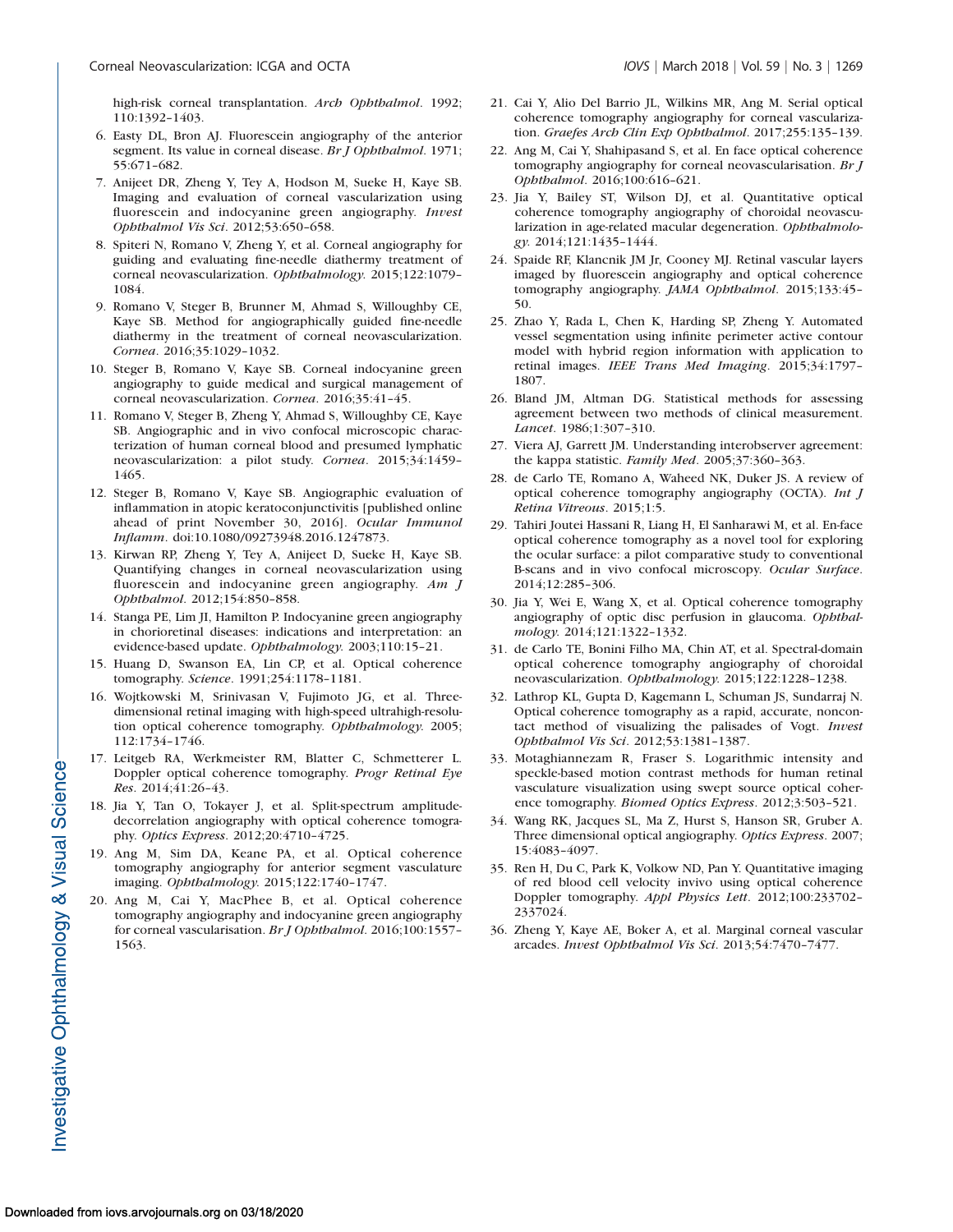high-risk corneal transplantation. *Arch Ophthalmol*. 1992; 110:1392–1403.

6. Easty DL, Bron AJ. Fluorescein angiography of the anterior segment. Its value in corneal disease. *Br J Ophthalmol*. 1971; 55:671–682.
7. Anijeet DR, Zheng Y, Tey A, Hodson M, Sueke H, Kaye SB. Imaging and evaluation of corneal vascularization using fluorescein and indocyanine green angiography. *Invest Ophthalmol Vis Sci*. 2012;53:650–658.
8. Spiteri N, Romano V, Zheng Y, et al. Corneal angiography for guiding and evaluating fine-needle diathermy treatment of corneal neovascularization. *Ophthalmology.* 2015;122:1079–1084.
9. Romano V, Steger B, Brunner M, Ahmad S, Willoughby CE, Kaye SB. Method for angiographically guided fine-needle diathermy in the treatment of corneal neovascularization. *Cornea*. 2016;35:1029–1032.
10. Steger B, Romano V, Kaye SB. Corneal indocyanine green angiography to guide medical and surgical management of corneal neovascularization. *Cornea*. 2016;35:41–45.
11. Romano V, Steger B, Zheng Y, Ahmad S, Willoughby CE, Kaye SB. Angiographic and in vivo confocal microscopic characterization of human corneal blood and presumed lymphatic neovascularization: a pilot study. *Cornea*. 2015;34:1459–1465.
12. Steger B, Romano V, Kaye SB. Angiographic evaluation of inflammation in atopic keratoconjunctivitis [published online ahead of print November 30, 2016]. *Ocular Immunol Inflamm*. doi:10.1080/09273948.2016.1247873.
13. Kirwan RP, Zheng Y, Tey A, Anijeet D, Sueke H, Kaye SB. Quantifying changes in corneal neovascularization using fluorescein and indocyanine green angiography. *Am J Ophthalmol*. 2012;154:850–858.
14. Stanga PE, Lim JI, Hamilton P. Indocyanine green angiography in chorioretinal diseases: indications and interpretation: an evidence-based update. *Ophthalmology.* 2003;110:15–21.
15. Huang D, Swanson EA, Lin CP, et al. Optical coherence tomography. *Science*. 1991;254:1178–1181.
16. Wojtkowski M, Srinivasan V, Fujimoto JG, et al. Three-dimensional retinal imaging with high-speed ultrahigh-resolution optical coherence tomography. *Ophthalmology.* 2005; 112:1734–1746.
17. Leitgeb RA, Werkmeister RM, Blatter C, Schmetterer L. Doppler optical coherence tomography. *Progr Retinal Eye Res*. 2014;41:26–43.
18. Jia Y, Tan O, Tokayer J, et al. Split-spectrum amplitude-decorrelation angiography with optical coherence tomography. *Optics Express*. 2012;20:4710–4725.
19. Ang M, Sim DA, Keane PA, et al. Optical coherence tomography angiography for anterior segment vasculature imaging. *Ophthalmology.* 2015;122:1740–1747.
20. Ang M, Cai Y, MacPhee B, et al. Optical coherence tomography angiography and indocyanine green angiography for corneal vascularisation. *Br J Ophthalmol*. 2016;100:1557–1563.
21. Cai Y, Alio Del Barrio JL, Wilkins MR, Ang M. Serial optical coherence tomography angiography for corneal vascularization. *Graefes Arch Clin Exp Ophthalmol*. 2017;255:135–139.
22. Ang M, Cai Y, Shahipasand S, et al. En face optical coherence tomography angiography for corneal neovascularisation. *Br J Ophthalmol*. 2016;100:616–621.
23. Jia Y, Bailey ST, Wilson DJ, et al. Quantitative optical coherence tomography angiography of choroidal neovascularization in age-related macular degeneration. *Ophthalmology.* 2014;121:1435–1444.
24. Spaide RF, Klancnik JM Jr, Cooney MJ. Retinal vascular layers imaged by fluorescein angiography and optical coherence tomography angiography. *JAMA Ophthalmol*. 2015;133:45–50.
25. Zhao Y, Rada L, Chen K, Harding SP, Zheng Y. Automated vessel segmentation using infinite perimeter active contour model with hybrid region information with application to retinal images. *IEEE Trans Med Imaging*. 2015;34:1797–1807.
26. Bland JM, Altman DG. Statistical methods for assessing agreement between two methods of clinical measurement. *Lancet*. 1986;1:307–310.
27. Viera AJ, Garrett JM. Understanding interobserver agreement: the kappa statistic. *Family Med*. 2005;37:360–363.
28. de Carlo TE, Romano A, Waheed NK, Duker JS. A review of optical coherence tomography angiography (OCTA). *Int J Retina Vitreous*. 2015;1:5.
29. Tahiri Joutei Hassani R, Liang H, El Sanharawi M, et al. En-face optical coherence tomography as a novel tool for exploring the ocular surface: a pilot comparative study to conventional B-scans and in vivo confocal microscopy. *Ocular Surface*. 2014;12:285–306.
30. Jia Y, Wei E, Wang X, et al. Optical coherence tomography angiography of optic disc perfusion in glaucoma. *Ophthalmology.* 2014;121:1322–1332.
31. de Carlo TE, Bonini Filho MA, Chin AT, et al. Spectral-domain optical coherence tomography angiography of choroidal neovascularization. *Ophthalmology.* 2015;122:1228–1238.
32. Lathrop KL, Gupta D, Kagemann L, Schuman JS, Sundarraj N. Optical coherence tomography as a rapid, accurate, noncontact method of visualizing the palisades of Vogt. *Invest Ophthalmol Vis Sci*. 2012;53:1381–1387.
33. Motaghiannezam R, Fraser S. Logarithmic intensity and speckle-based motion contrast methods for human retinal vasculature visualization using swept source optical coherence tomography. *Biomed Optics Express*. 2012;3:503–521.
34. Wang RK, Jacques SL, Ma Z, Hurst S, Hanson SR, Gruber A. Three dimensional optical angiography. *Optics Express*. 2007; 15:4083–4097.
35. Ren H, Du C, Park K, Volkow ND, Pan Y. Quantitative imaging of red blood cell velocity invivo using optical coherence Doppler tomography. *Appl Physics Lett*. 2012;100:233702–2337024.
36. Zheng Y, Kaye AE, Boker A, et al. Marginal corneal vascular arcades. *Invest Ophthalmol Vis Sci*. 2013;54:7470–7477.